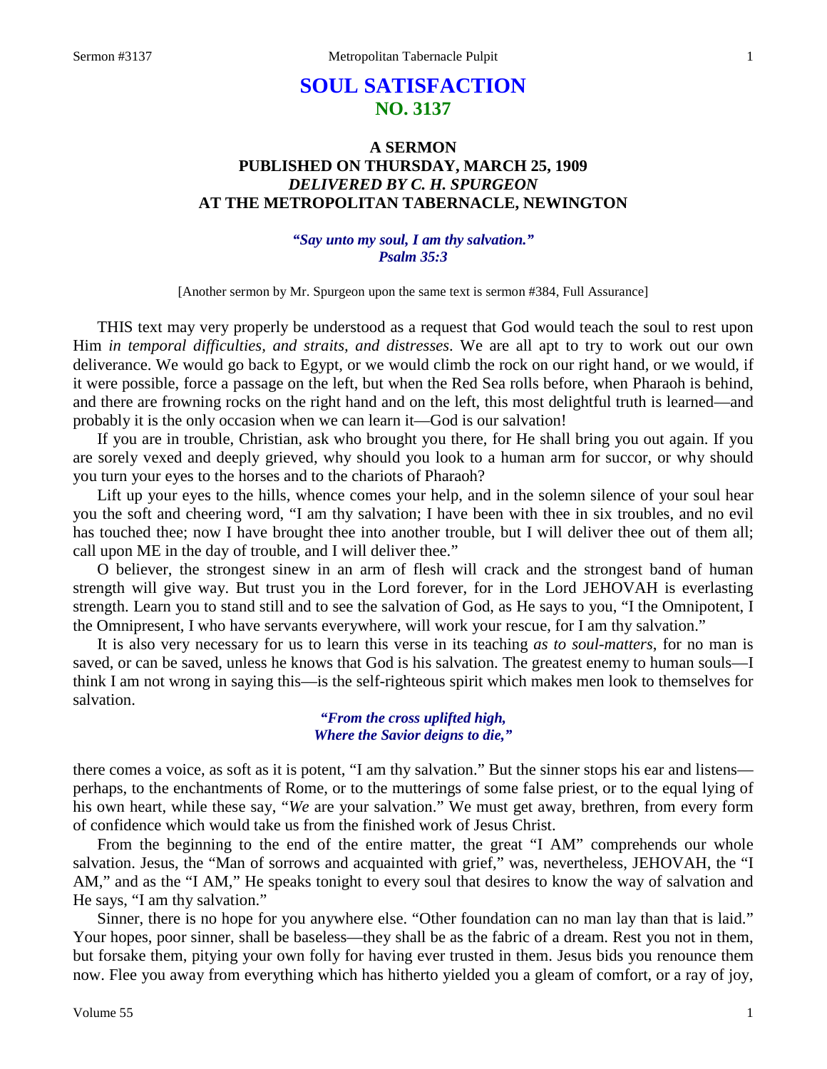# SOUL SATISFACTION
## NO. 3137

### A SERMON
### PUBLISHED ON THURSDAY, MARCH 25, 1909
### *DELIVERED BY C. H. SPURGEON*
### AT THE METROPOLITAN TABERNACLE, NEWINGTON

***"Say unto my soul, I am thy salvation." Psalm 35:3***

[Another sermon by Mr. Spurgeon upon the same text is sermon #384, Full Assurance]

THIS text may very properly be understood as a request that God would teach the soul to rest upon Him *in temporal difficulties, and straits, and distresses*. We are all apt to try to work out our own deliverance. We would go back to Egypt, or we would climb the rock on our right hand, or we would, if it were possible, force a passage on the left, but when the Red Sea rolls before, when Pharaoh is behind, and there are frowning rocks on the right hand and on the left, this most delightful truth is learned—and probably it is the only occasion when we can learn it—God is our salvation!

If you are in trouble, Christian, ask who brought you there, for He shall bring you out again. If you are sorely vexed and deeply grieved, why should you look to a human arm for succor, or why should you turn your eyes to the horses and to the chariots of Pharaoh?

Lift up your eyes to the hills, whence comes your help, and in the solemn silence of your soul hear you the soft and cheering word, "I am thy salvation; I have been with thee in six troubles, and no evil has touched thee; now I have brought thee into another trouble, but I will deliver thee out of them all; call upon ME in the day of trouble, and I will deliver thee."

O believer, the strongest sinew in an arm of flesh will crack and the strongest band of human strength will give way. But trust you in the Lord forever, for in the Lord JEHOVAH is everlasting strength. Learn you to stand still and to see the salvation of God, as He says to you, "I the Omnipotent, I the Omnipresent, I who have servants everywhere, will work your rescue, for I am thy salvation."

It is also very necessary for us to learn this verse in its teaching *as to soul-matters*, for no man is saved, or can be saved, unless he knows that God is his salvation. The greatest enemy to human souls—I think I am not wrong in saying this—is the self-righteous spirit which makes men look to themselves for salvation.

> ***"From the cross uplifted high,***
> ***Where the Savior deigns to die,"***

there comes a voice, as soft as it is potent, "I am thy salvation." But the sinner stops his ear and listens—perhaps, to the enchantments of Rome, or to the mutterings of some false priest, or to the equal lying of his own heart, while these say, "*We* are your salvation." We must get away, brethren, from every form of confidence which would take us from the finished work of Jesus Christ.

From the beginning to the end of the entire matter, the great "I AM" comprehends our whole salvation. Jesus, the "Man of sorrows and acquainted with grief," was, nevertheless, JEHOVAH, the "I AM," and as the "I AM," He speaks tonight to every soul that desires to know the way of salvation and He says, "I am thy salvation."

Sinner, there is no hope for you anywhere else. "Other foundation can no man lay than that is laid." Your hopes, poor sinner, shall be baseless—they shall be as the fabric of a dream. Rest you not in them, but forsake them, pitying your own folly for having ever trusted in them. Jesus bids you renounce them now. Flee you away from everything which has hitherto yielded you a gleam of comfort, or a ray of joy,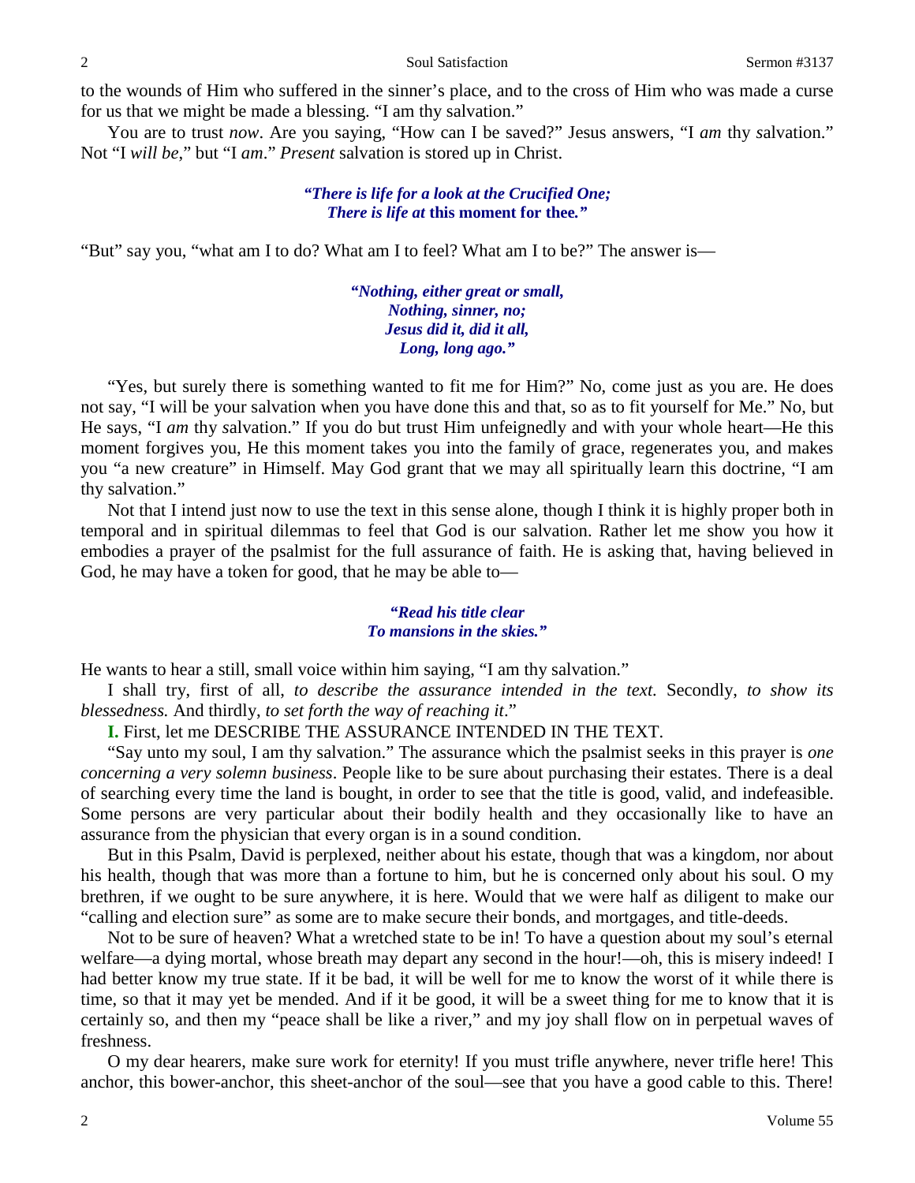to the wounds of Him who suffered in the sinner's place, and to the cross of Him who was made a curse for us that we might be made a blessing. "I am thy salvation."

You are to trust *now*. Are you saying, "How can I be saved?" Jesus answers, "I *am* thy salvation." Not "I *will be*," but "I *am*." *Present* salvation is stored up in Christ.

> ***"There is life for a look at the Crucified One;***
> ***There is life at* this moment for thee.*"***

"But" say you, "what am I to do? What am I to feel? What am I to be?" The answer is—

> ***"Nothing, either great or small,***
> ***Nothing, sinner, no;***
> ***Jesus did it, did it all,***
> ***Long, long ago."***

"Yes, but surely there is something wanted to fit me for Him?" No, come just as you are. He does not say, "I will be your salvation when you have done this and that, so as to fit yourself for Me." No, but He says, "I *am* thy salvation." If you do but trust Him unfeignedly and with your whole heart—He this moment forgives you, He this moment takes you into the family of grace, regenerates you, and makes you "a new creature" in Himself. May God grant that we may all spiritually learn this doctrine, "I am thy salvation."

Not that I intend just now to use the text in this sense alone, though I think it is highly proper both in temporal and in spiritual dilemmas to feel that God is our salvation. Rather let me show you how it embodies a prayer of the psalmist for the full assurance of faith. He is asking that, having believed in God, he may have a token for good, that he may be able to—

> ***"Read his title clear***
> ***To mansions in the skies."***

He wants to hear a still, small voice within him saying, "I am thy salvation."

I shall try, first of all, *to describe the assurance intended in the text.* Secondly, *to show its blessedness.* And thirdly, *to set forth the way of reaching it*."

**I.** First, let me DESCRIBE THE ASSURANCE INTENDED IN THE TEXT.

"Say unto my soul, I am thy salvation." The assurance which the psalmist seeks in this prayer is *one concerning a very solemn business*. People like to be sure about purchasing their estates. There is a deal of searching every time the land is bought, in order to see that the title is good, valid, and indefeasible. Some persons are very particular about their bodily health and they occasionally like to have an assurance from the physician that every organ is in a sound condition.

But in this Psalm, David is perplexed, neither about his estate, though that was a kingdom, nor about his health, though that was more than a fortune to him, but he is concerned only about his soul. O my brethren, if we ought to be sure anywhere, it is here. Would that we were half as diligent to make our "calling and election sure" as some are to make secure their bonds, and mortgages, and title-deeds.

Not to be sure of heaven? What a wretched state to be in! To have a question about my soul's eternal welfare—a dying mortal, whose breath may depart any second in the hour!—oh, this is misery indeed! I had better know my true state. If it be bad, it will be well for me to know the worst of it while there is time, so that it may yet be mended. And if it be good, it will be a sweet thing for me to know that it is certainly so, and then my "peace shall be like a river," and my joy shall flow on in perpetual waves of freshness.

O my dear hearers, make sure work for eternity! If you must trifle anywhere, never trifle here! This anchor, this bower-anchor, this sheet-anchor of the soul—see that you have a good cable to this. There!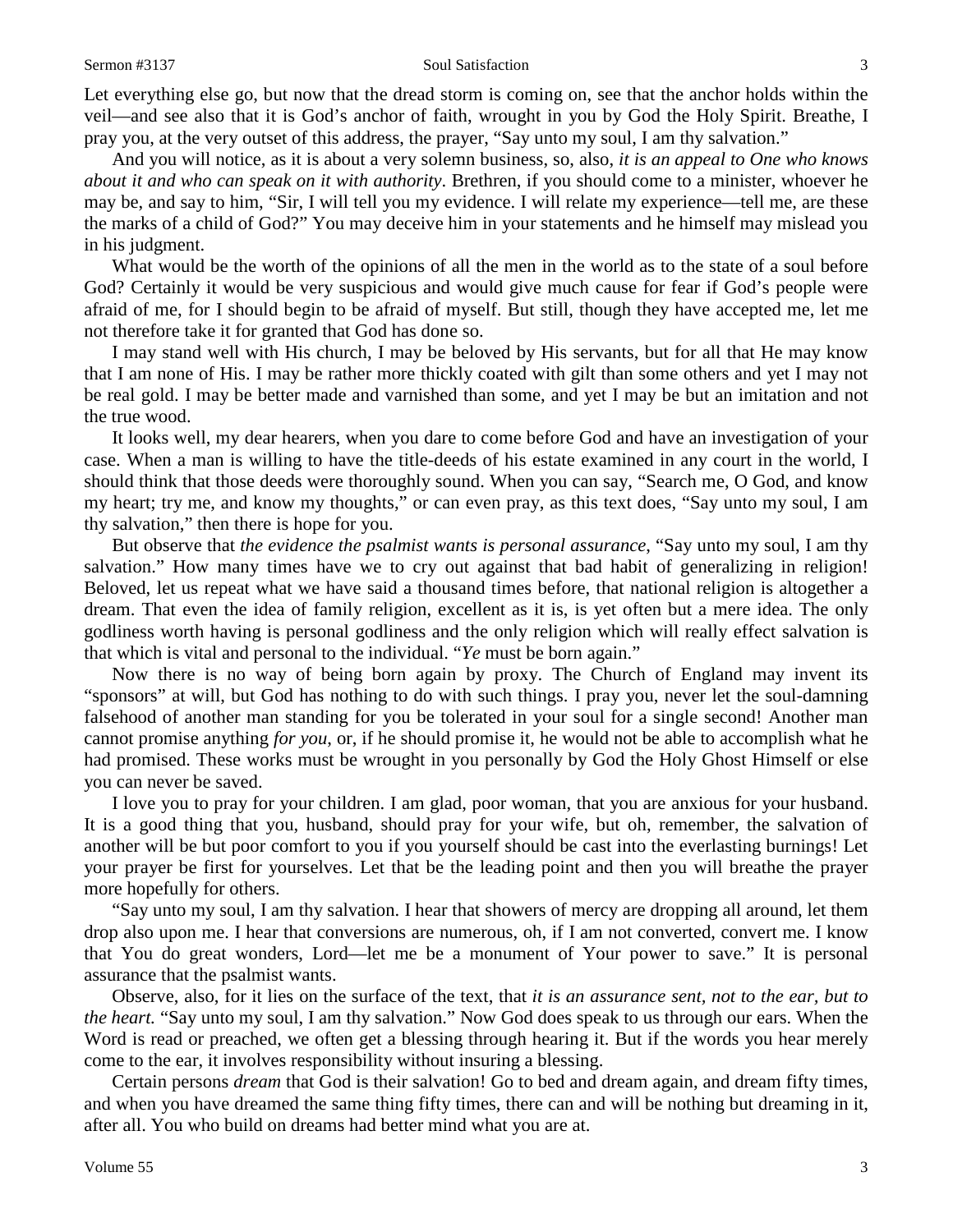Let everything else go, but now that the dread storm is coming on, see that the anchor holds within the veil—and see also that it is God's anchor of faith, wrought in you by God the Holy Spirit. Breathe, I pray you, at the very outset of this address, the prayer, "Say unto my soul, I am thy salvation."

And you will notice, as it is about a very solemn business, so, also, *it is an appeal to One who knows about it and who can speak on it with authority*. Brethren, if you should come to a minister, whoever he may be, and say to him, "Sir, I will tell you my evidence. I will relate my experience—tell me, are these the marks of a child of God?" You may deceive him in your statements and he himself may mislead you in his judgment.

What would be the worth of the opinions of all the men in the world as to the state of a soul before God? Certainly it would be very suspicious and would give much cause for fear if God's people were afraid of me, for I should begin to be afraid of myself. But still, though they have accepted me, let me not therefore take it for granted that God has done so.

I may stand well with His church, I may be beloved by His servants, but for all that He may know that I am none of His. I may be rather more thickly coated with gilt than some others and yet I may not be real gold. I may be better made and varnished than some, and yet I may be but an imitation and not the true wood.

It looks well, my dear hearers, when you dare to come before God and have an investigation of your case. When a man is willing to have the title-deeds of his estate examined in any court in the world, I should think that those deeds were thoroughly sound. When you can say, "Search me, O God, and know my heart; try me, and know my thoughts," or can even pray, as this text does, "Say unto my soul, I am thy salvation," then there is hope for you.

But observe that *the evidence the psalmist wants is personal assurance*, "Say unto my soul, I am thy salvation." How many times have we to cry out against that bad habit of generalizing in religion! Beloved, let us repeat what we have said a thousand times before, that national religion is altogether a dream. That even the idea of family religion, excellent as it is, is yet often but a mere idea. The only godliness worth having is personal godliness and the only religion which will really effect salvation is that which is vital and personal to the individual. "*Ye* must be born again."

Now there is no way of being born again by proxy. The Church of England may invent its "sponsors" at will, but God has nothing to do with such things. I pray you, never let the soul-damning falsehood of another man standing for you be tolerated in your soul for a single second! Another man cannot promise anything *for you*, or, if he should promise it, he would not be able to accomplish what he had promised. These works must be wrought in you personally by God the Holy Ghost Himself or else you can never be saved.

I love you to pray for your children. I am glad, poor woman, that you are anxious for your husband. It is a good thing that you, husband, should pray for your wife, but oh, remember, the salvation of another will be but poor comfort to you if you yourself should be cast into the everlasting burnings! Let your prayer be first for yourselves. Let that be the leading point and then you will breathe the prayer more hopefully for others.

"Say unto my soul, I am thy salvation. I hear that showers of mercy are dropping all around, let them drop also upon me. I hear that conversions are numerous, oh, if I am not converted, convert me. I know that You do great wonders, Lord—let me be a monument of Your power to save." It is personal assurance that the psalmist wants.

Observe, also, for it lies on the surface of the text, that *it is an assurance sent, not to the ear, but to the heart.* "Say unto my soul, I am thy salvation." Now God does speak to us through our ears. When the Word is read or preached, we often get a blessing through hearing it. But if the words you hear merely come to the ear, it involves responsibility without insuring a blessing.

Certain persons *dream* that God is their salvation! Go to bed and dream again, and dream fifty times, and when you have dreamed the same thing fifty times, there can and will be nothing but dreaming in it, after all. You who build on dreams had better mind what you are at.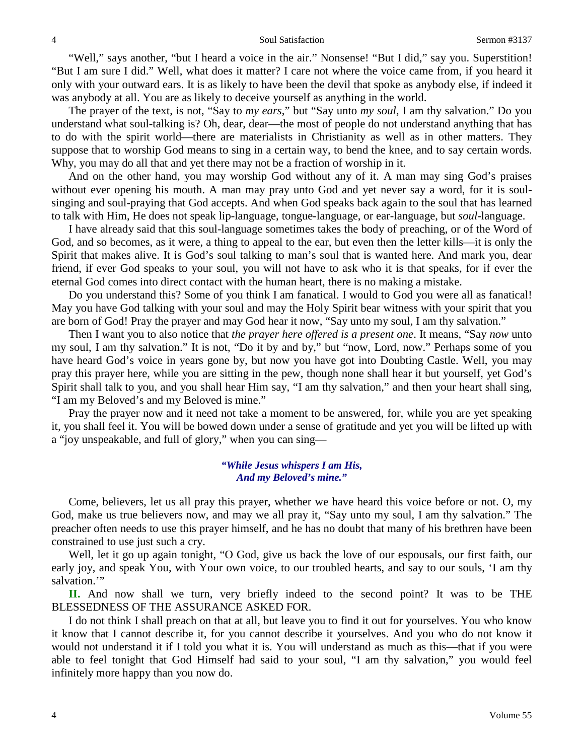"Well," says another, "but I heard a voice in the air." Nonsense! "But I did," say you. Superstition! "But I am sure I did." Well, what does it matter? I care not where the voice came from, if you heard it only with your outward ears. It is as likely to have been the devil that spoke as anybody else, if indeed it was anybody at all. You are as likely to deceive yourself as anything in the world.

The prayer of the text, is not, "Say to *my ears*," but "Say unto *my soul*, I am thy salvation." Do you understand what soul-talking is? Oh, dear, dear—the most of people do not understand anything that has to do with the spirit world—there are materialists in Christianity as well as in other matters. They suppose that to worship God means to sing in a certain way, to bend the knee, and to say certain words. Why, you may do all that and yet there may not be a fraction of worship in it.

And on the other hand, you may worship God without any of it. A man may sing God's praises without ever opening his mouth. A man may pray unto God and yet never say a word, for it is soul-singing and soul-praying that God accepts. And when God speaks back again to the soul that has learned to talk with Him, He does not speak lip-language, tongue-language, or ear-language, but *soul*-language.

I have already said that this soul-language sometimes takes the body of preaching, or of the Word of God, and so becomes, as it were, a thing to appeal to the ear, but even then the letter kills—it is only the Spirit that makes alive. It is God's soul talking to man's soul that is wanted here. And mark you, dear friend, if ever God speaks to your soul, you will not have to ask who it is that speaks, for if ever the eternal God comes into direct contact with the human heart, there is no making a mistake.

Do you understand this? Some of you think I am fanatical. I would to God you were all as fanatical! May you have God talking with your soul and may the Holy Spirit bear witness with your spirit that you are born of God! Pray the prayer and may God hear it now, "Say unto my soul, I am thy salvation."

Then I want you to also notice that *the prayer here offered is a present one*. It means, "Say *now* unto my soul, I am thy salvation." It is not, "Do it by and by," but "now, Lord, now." Perhaps some of you have heard God's voice in years gone by, but now you have got into Doubting Castle. Well, you may pray this prayer here, while you are sitting in the pew, though none shall hear it but yourself, yet God's Spirit shall talk to you, and you shall hear Him say, "I am thy salvation," and then your heart shall sing, "I am my Beloved's and my Beloved is mine."

Pray the prayer now and it need not take a moment to be answered, for, while you are yet speaking it, you shall feel it. You will be bowed down under a sense of gratitude and yet you will be lifted up with a "joy unspeakable, and full of glory," when you can sing—

> ***"While Jesus whispers I am His,***
> ***And my Beloved's mine."***

Come, believers, let us all pray this prayer, whether we have heard this voice before or not. O, my God, make us true believers now, and may we all pray it, "Say unto my soul, I am thy salvation." The preacher often needs to use this prayer himself, and he has no doubt that many of his brethren have been constrained to use just such a cry.

Well, let it go up again tonight, "O God, give us back the love of our espousals, our first faith, our early joy, and speak You, with Your own voice, to our troubled hearts, and say to our souls, 'I am thy salvation.'"

**II.** And now shall we turn, very briefly indeed to the second point? It was to be THE BLESSEDNESS OF THE ASSURANCE ASKED FOR.

I do not think I shall preach on that at all, but leave you to find it out for yourselves. You who know it know that I cannot describe it, for you cannot describe it yourselves. And you who do not know it would not understand it if I told you what it is. You will understand as much as this—that if you were able to feel tonight that God Himself had said to your soul, "I am thy salvation," you would feel infinitely more happy than you now do.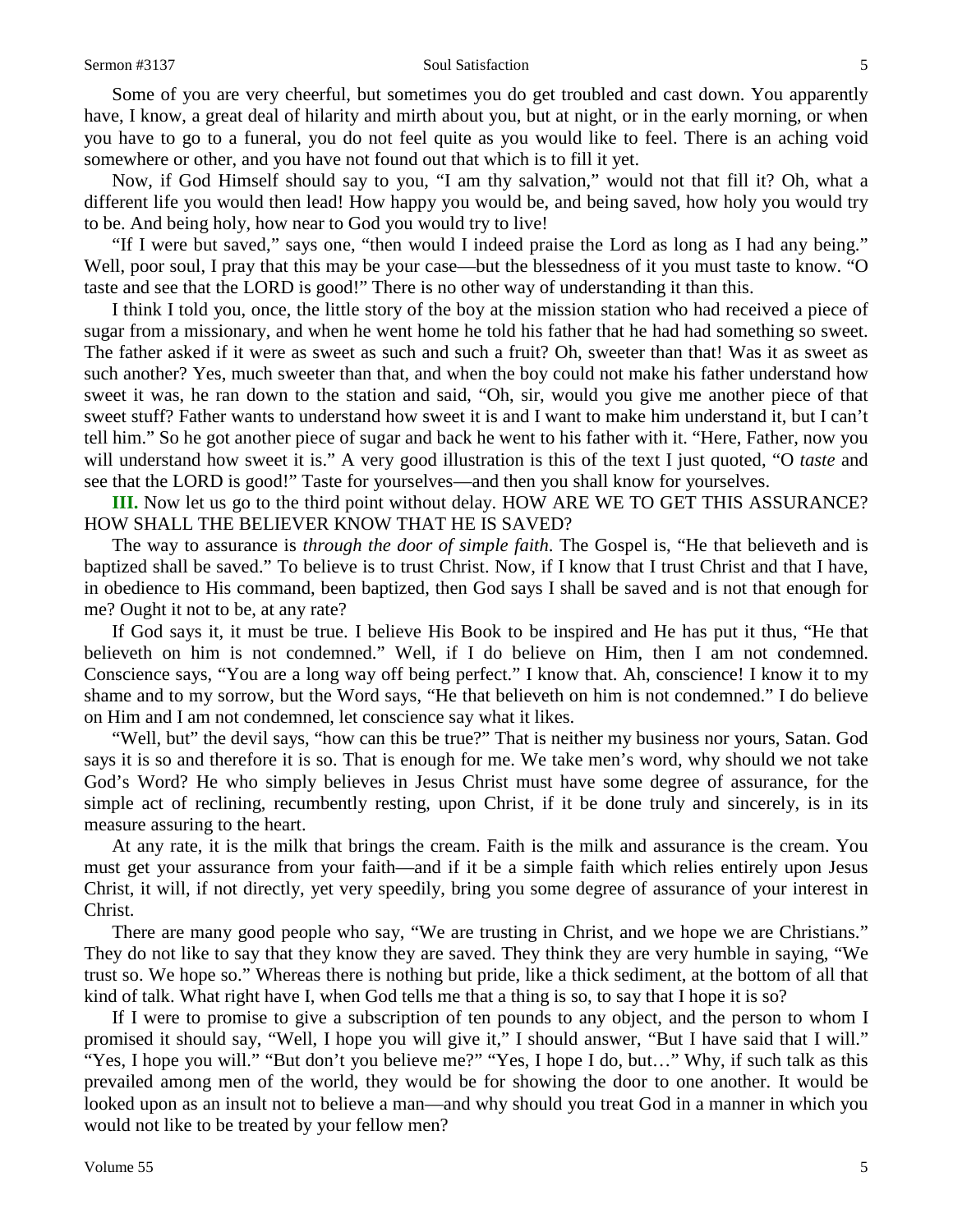Some of you are very cheerful, but sometimes you do get troubled and cast down. You apparently have, I know, a great deal of hilarity and mirth about you, but at night, or in the early morning, or when you have to go to a funeral, you do not feel quite as you would like to feel. There is an aching void somewhere or other, and you have not found out that which is to fill it yet.

Now, if God Himself should say to you, "I am thy salvation," would not that fill it? Oh, what a different life you would then lead! How happy you would be, and being saved, how holy you would try to be. And being holy, how near to God you would try to live!

"If I were but saved," says one, "then would I indeed praise the Lord as long as I had any being." Well, poor soul, I pray that this may be your case—but the blessedness of it you must taste to know. "O taste and see that the LORD is good!" There is no other way of understanding it than this.

I think I told you, once, the little story of the boy at the mission station who had received a piece of sugar from a missionary, and when he went home he told his father that he had had something so sweet. The father asked if it were as sweet as such and such a fruit? Oh, sweeter than that! Was it as sweet as such another? Yes, much sweeter than that, and when the boy could not make his father understand how sweet it was, he ran down to the station and said, "Oh, sir, would you give me another piece of that sweet stuff? Father wants to understand how sweet it is and I want to make him understand it, but I can't tell him." So he got another piece of sugar and back he went to his father with it. "Here, Father, now you will understand how sweet it is." A very good illustration is this of the text I just quoted, "O *taste* and see that the LORD is good!" Taste for yourselves—and then you shall know for yourselves.

**III.** Now let us go to the third point without delay. HOW ARE WE TO GET THIS ASSURANCE? HOW SHALL THE BELIEVER KNOW THAT HE IS SAVED?

The way to assurance is *through the door of simple faith*. The Gospel is, "He that believeth and is baptized shall be saved." To believe is to trust Christ. Now, if I know that I trust Christ and that I have, in obedience to His command, been baptized, then God says I shall be saved and is not that enough for me? Ought it not to be, at any rate?

If God says it, it must be true. I believe His Book to be inspired and He has put it thus, "He that believeth on him is not condemned." Well, if I do believe on Him, then I am not condemned. Conscience says, "You are a long way off being perfect." I know that. Ah, conscience! I know it to my shame and to my sorrow, but the Word says, "He that believeth on him is not condemned." I do believe on Him and I am not condemned, let conscience say what it likes.

"Well, but" the devil says, "how can this be true?" That is neither my business nor yours, Satan. God says it is so and therefore it is so. That is enough for me. We take men's word, why should we not take God's Word? He who simply believes in Jesus Christ must have some degree of assurance, for the simple act of reclining, recumbently resting, upon Christ, if it be done truly and sincerely, is in its measure assuring to the heart.

At any rate, it is the milk that brings the cream. Faith is the milk and assurance is the cream. You must get your assurance from your faith—and if it be a simple faith which relies entirely upon Jesus Christ, it will, if not directly, yet very speedily, bring you some degree of assurance of your interest in Christ.

There are many good people who say, "We are trusting in Christ, and we hope we are Christians." They do not like to say that they know they are saved. They think they are very humble in saying, "We trust so. We hope so." Whereas there is nothing but pride, like a thick sediment, at the bottom of all that kind of talk. What right have I, when God tells me that a thing is so, to say that I hope it is so?

If I were to promise to give a subscription of ten pounds to any object, and the person to whom I promised it should say, "Well, I hope you will give it," I should answer, "But I have said that I will." "Yes, I hope you will." "But don't you believe me?" "Yes, I hope I do, but…" Why, if such talk as this prevailed among men of the world, they would be for showing the door to one another. It would be looked upon as an insult not to believe a man—and why should you treat God in a manner in which you would not like to be treated by your fellow men?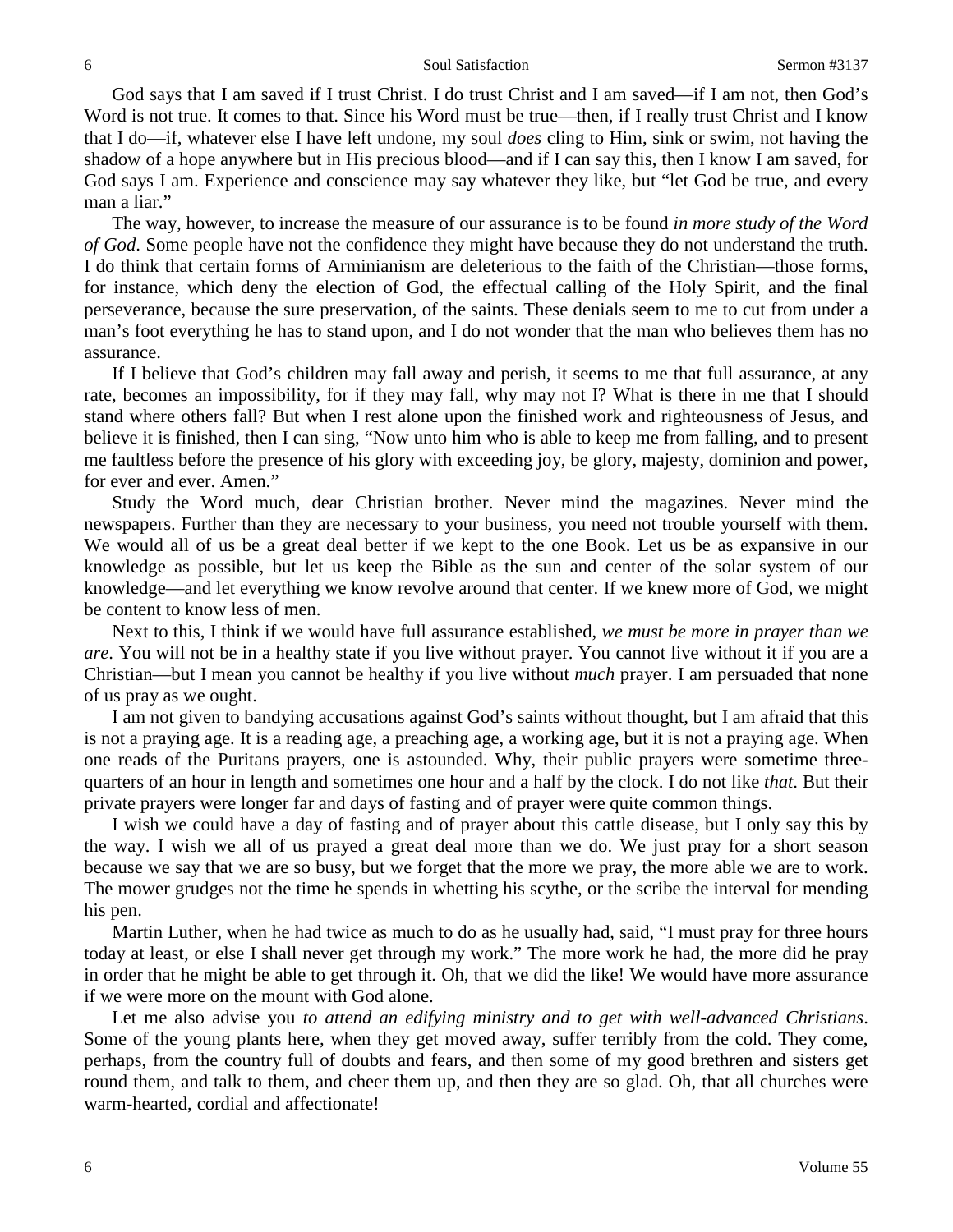God says that I am saved if I trust Christ. I do trust Christ and I am saved—if I am not, then God's Word is not true. It comes to that. Since his Word must be true—then, if I really trust Christ and I know that I do—if, whatever else I have left undone, my soul *does* cling to Him, sink or swim, not having the shadow of a hope anywhere but in His precious blood—and if I can say this, then I know I am saved, for God says I am. Experience and conscience may say whatever they like, but "let God be true, and every man a liar."

The way, however, to increase the measure of our assurance is to be found *in more study of the Word of God*. Some people have not the confidence they might have because they do not understand the truth. I do think that certain forms of Arminianism are deleterious to the faith of the Christian—those forms, for instance, which deny the election of God, the effectual calling of the Holy Spirit, and the final perseverance, because the sure preservation, of the saints. These denials seem to me to cut from under a man's foot everything he has to stand upon, and I do not wonder that the man who believes them has no assurance.

If I believe that God's children may fall away and perish, it seems to me that full assurance, at any rate, becomes an impossibility, for if they may fall, why may not I? What is there in me that I should stand where others fall? But when I rest alone upon the finished work and righteousness of Jesus, and believe it is finished, then I can sing, "Now unto him who is able to keep me from falling, and to present me faultless before the presence of his glory with exceeding joy, be glory, majesty, dominion and power, for ever and ever. Amen."

Study the Word much, dear Christian brother. Never mind the magazines. Never mind the newspapers. Further than they are necessary to your business, you need not trouble yourself with them. We would all of us be a great deal better if we kept to the one Book. Let us be as expansive in our knowledge as possible, but let us keep the Bible as the sun and center of the solar system of our knowledge—and let everything we know revolve around that center. If we knew more of God, we might be content to know less of men.

Next to this, I think if we would have full assurance established, *we must be more in prayer than we are*. You will not be in a healthy state if you live without prayer. You cannot live without it if you are a Christian—but I mean you cannot be healthy if you live without *much* prayer. I am persuaded that none of us pray as we ought.

I am not given to bandying accusations against God's saints without thought, but I am afraid that this is not a praying age. It is a reading age, a preaching age, a working age, but it is not a praying age. When one reads of the Puritans prayers, one is astounded. Why, their public prayers were sometime three-quarters of an hour in length and sometimes one hour and a half by the clock. I do not like *that*. But their private prayers were longer far and days of fasting and of prayer were quite common things.

I wish we could have a day of fasting and of prayer about this cattle disease, but I only say this by the way. I wish we all of us prayed a great deal more than we do. We just pray for a short season because we say that we are so busy, but we forget that the more we pray, the more able we are to work. The mower grudges not the time he spends in whetting his scythe, or the scribe the interval for mending his pen.

Martin Luther, when he had twice as much to do as he usually had, said, "I must pray for three hours today at least, or else I shall never get through my work." The more work he had, the more did he pray in order that he might be able to get through it. Oh, that we did the like! We would have more assurance if we were more on the mount with God alone.

Let me also advise you *to attend an edifying ministry and to get with well-advanced Christians*. Some of the young plants here, when they get moved away, suffer terribly from the cold. They come, perhaps, from the country full of doubts and fears, and then some of my good brethren and sisters get round them, and talk to them, and cheer them up, and then they are so glad. Oh, that all churches were warm-hearted, cordial and affectionate!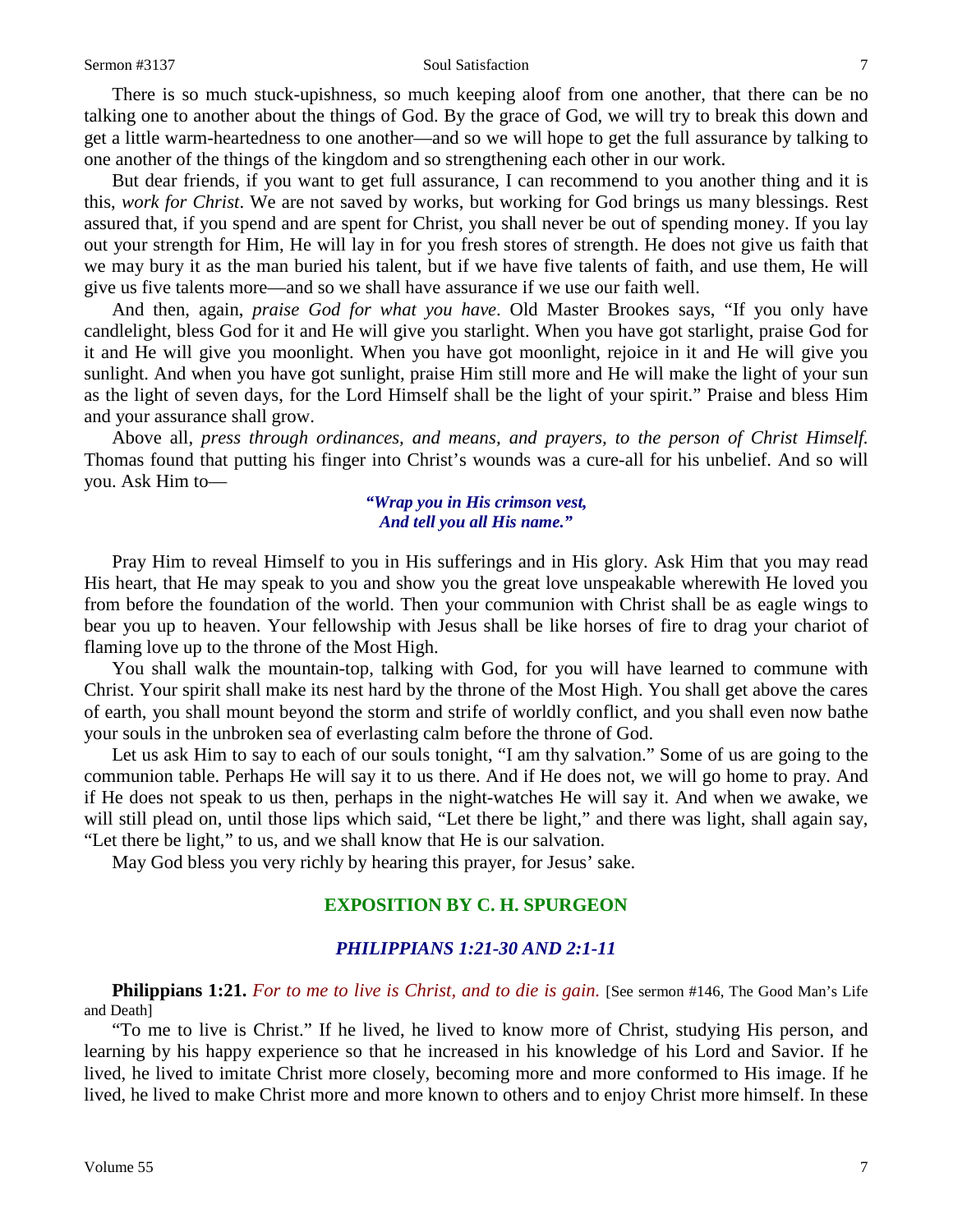There is so much stuck-upishness, so much keeping aloof from one another, that there can be no talking one to another about the things of God. By the grace of God, we will try to break this down and get a little warm-heartedness to one another—and so we will hope to get the full assurance by talking to one another of the things of the kingdom and so strengthening each other in our work.

But dear friends, if you want to get full assurance, I can recommend to you another thing and it is this, *work for Christ*. We are not saved by works, but working for God brings us many blessings. Rest assured that, if you spend and are spent for Christ, you shall never be out of spending money. If you lay out your strength for Him, He will lay in for you fresh stores of strength. He does not give us faith that we may bury it as the man buried his talent, but if we have five talents of faith, and use them, He will give us five talents more—and so we shall have assurance if we use our faith well.

And then, again, *praise God for what you have*. Old Master Brookes says, "If you only have candlelight, bless God for it and He will give you starlight. When you have got starlight, praise God for it and He will give you moonlight. When you have got moonlight, rejoice in it and He will give you sunlight. And when you have got sunlight, praise Him still more and He will make the light of your sun as the light of seven days, for the Lord Himself shall be the light of your spirit." Praise and bless Him and your assurance shall grow.

Above all, *press through ordinances, and means, and prayers, to the person of Christ Himself.* Thomas found that putting his finger into Christ's wounds was a cure-all for his unbelief. And so will you. Ask Him to—

> ***"Wrap you in His crimson vest,***
> ***And tell you all His name."***

Pray Him to reveal Himself to you in His sufferings and in His glory. Ask Him that you may read His heart, that He may speak to you and show you the great love unspeakable wherewith He loved you from before the foundation of the world. Then your communion with Christ shall be as eagle wings to bear you up to heaven. Your fellowship with Jesus shall be like horses of fire to drag your chariot of flaming love up to the throne of the Most High.

You shall walk the mountain-top, talking with God, for you will have learned to commune with Christ. Your spirit shall make its nest hard by the throne of the Most High. You shall get above the cares of earth, you shall mount beyond the storm and strife of worldly conflict, and you shall even now bathe your souls in the unbroken sea of everlasting calm before the throne of God.

Let us ask Him to say to each of our souls tonight, "I am thy salvation." Some of us are going to the communion table. Perhaps He will say it to us there. And if He does not, we will go home to pray. And if He does not speak to us then, perhaps in the night-watches He will say it. And when we awake, we will still plead on, until those lips which said, "Let there be light," and there was light, shall again say, "Let there be light," to us, and we shall know that He is our salvation.

May God bless you very richly by hearing this prayer, for Jesus' sake.

## EXPOSITION BY C. H. SPURGEON

### *PHILIPPIANS 1:21-30 AND 2:1-11*

**Philippians 1:21.** *For to me to live is Christ, and to die is gain.* [See sermon #146, The Good Man's Life and Death]

"To me to live is Christ." If he lived, he lived to know more of Christ, studying His person, and learning by his happy experience so that he increased in his knowledge of his Lord and Savior. If he lived, he lived to imitate Christ more closely, becoming more and more conformed to His image. If he lived, he lived to make Christ more and more known to others and to enjoy Christ more himself. In these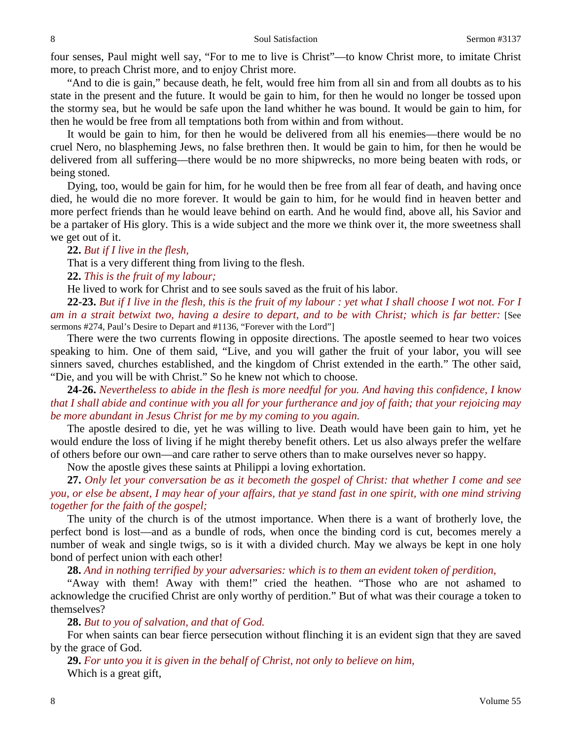four senses, Paul might well say, "For to me to live is Christ"—to know Christ more, to imitate Christ more, to preach Christ more, and to enjoy Christ more.

"And to die is gain," because death, he felt, would free him from all sin and from all doubts as to his state in the present and the future. It would be gain to him, for then he would no longer be tossed upon the stormy sea, but he would be safe upon the land whither he was bound. It would be gain to him, for then he would be free from all temptations both from within and from without.

It would be gain to him, for then he would be delivered from all his enemies—there would be no cruel Nero, no blaspheming Jews, no false brethren then. It would be gain to him, for then he would be delivered from all suffering—there would be no more shipwrecks, no more being beaten with rods, or being stoned.

Dying, too, would be gain for him, for he would then be free from all fear of death, and having once died, he would die no more forever. It would be gain to him, for he would find in heaven better and more perfect friends than he would leave behind on earth. And he would find, above all, his Savior and be a partaker of His glory. This is a wide subject and the more we think over it, the more sweetness shall we get out of it.

**22.** *But if I live in the flesh,*

That is a very different thing from living to the flesh.

**22.** *This is the fruit of my labour;*

He lived to work for Christ and to see souls saved as the fruit of his labor.

**22-23.** *But if I live in the flesh, this is the fruit of my labour : yet what I shall choose I wot not. For I am in a strait betwixt two, having a desire to depart, and to be with Christ; which is far better:* [See sermons #274, Paul's Desire to Depart and #1136, "Forever with the Lord"]

There were the two currents flowing in opposite directions. The apostle seemed to hear two voices speaking to him. One of them said, "Live, and you will gather the fruit of your labor, you will see sinners saved, churches established, and the kingdom of Christ extended in the earth." The other said, "Die, and you will be with Christ." So he knew not which to choose.

**24-26.** *Nevertheless to abide in the flesh is more needful for you. And having this confidence, I know that I shall abide and continue with you all for your furtherance and joy of faith; that your rejoicing may be more abundant in Jesus Christ for me by my coming to you again.*

The apostle desired to die, yet he was willing to live. Death would have been gain to him, yet he would endure the loss of living if he might thereby benefit others. Let us also always prefer the welfare of others before our own—and care rather to serve others than to make ourselves never so happy.

Now the apostle gives these saints at Philippi a loving exhortation.

**27.** *Only let your conversation be as it becometh the gospel of Christ: that whether I come and see you, or else be absent, I may hear of your affairs, that ye stand fast in one spirit, with one mind striving together for the faith of the gospel;*

The unity of the church is of the utmost importance. When there is a want of brotherly love, the perfect bond is lost—and as a bundle of rods, when once the binding cord is cut, becomes merely a number of weak and single twigs, so is it with a divided church. May we always be kept in one holy bond of perfect union with each other!

**28.** *And in nothing terrified by your adversaries: which is to them an evident token of perdition,*

"Away with them! Away with them!" cried the heathen. "Those who are not ashamed to acknowledge the crucified Christ are only worthy of perdition." But of what was their courage a token to themselves?

**28.** *But to you of salvation, and that of God.*

For when saints can bear fierce persecution without flinching it is an evident sign that they are saved by the grace of God.

**29.** *For unto you it is given in the behalf of Christ, not only to believe on him,*

Which is a great gift,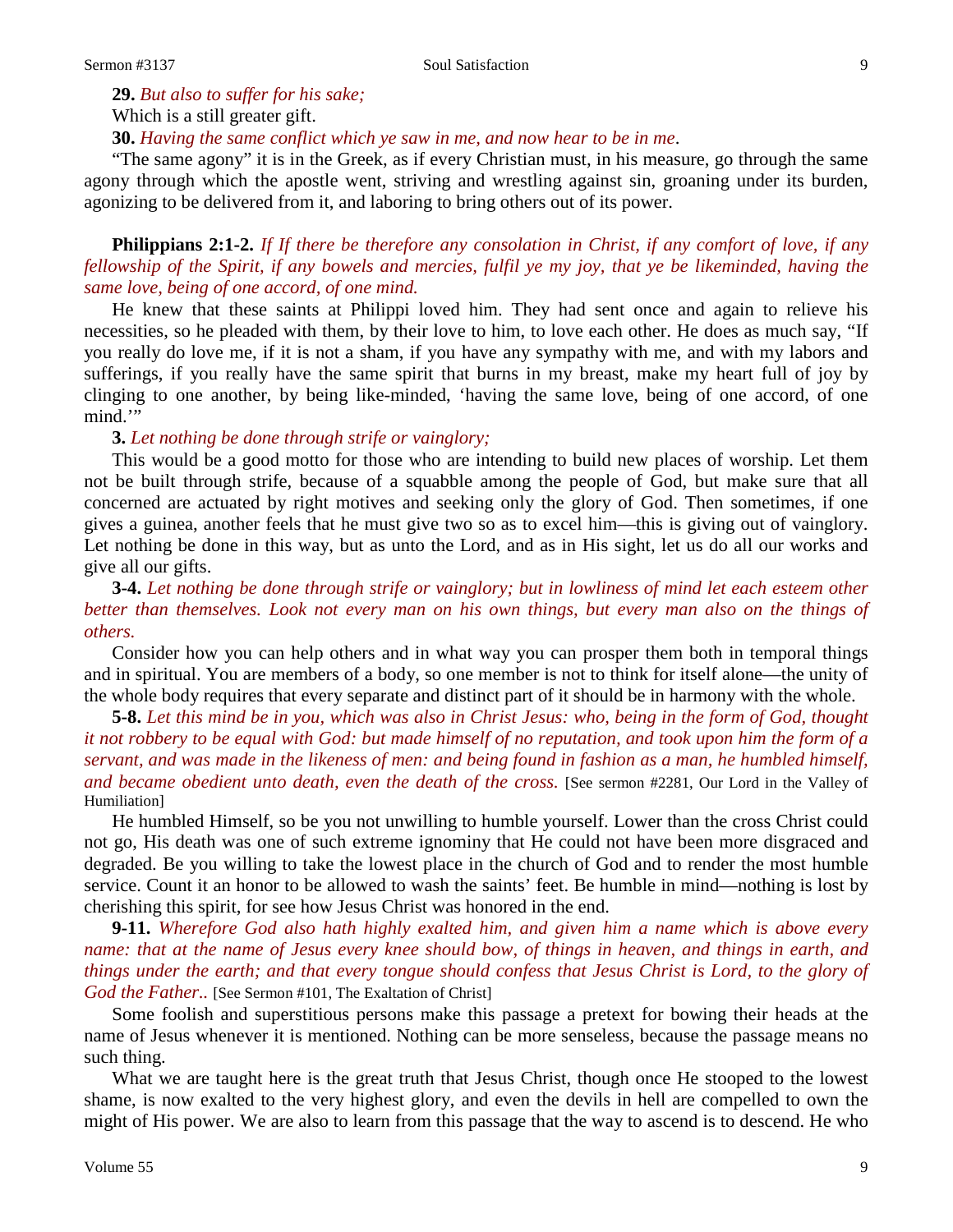**29.** *But also to suffer for his sake;*

Which is a still greater gift.

**30.** *Having the same conflict which ye saw in me, and now hear to be in me*.

"The same agony" it is in the Greek, as if every Christian must, in his measure, go through the same agony through which the apostle went, striving and wrestling against sin, groaning under its burden, agonizing to be delivered from it, and laboring to bring others out of its power.

**Philippians 2:1-2.** *If If there be therefore any consolation in Christ, if any comfort of love, if any fellowship of the Spirit, if any bowels and mercies, fulfil ye my joy, that ye be likeminded, having the same love, being of one accord, of one mind.*

He knew that these saints at Philippi loved him. They had sent once and again to relieve his necessities, so he pleaded with them, by their love to him, to love each other. He does as much say, "If you really do love me, if it is not a sham, if you have any sympathy with me, and with my labors and sufferings, if you really have the same spirit that burns in my breast, make my heart full of joy by clinging to one another, by being like-minded, 'having the same love, being of one accord, of one mind.'"

**3.** *Let nothing be done through strife or vainglory;*

This would be a good motto for those who are intending to build new places of worship. Let them not be built through strife, because of a squabble among the people of God, but make sure that all concerned are actuated by right motives and seeking only the glory of God. Then sometimes, if one gives a guinea, another feels that he must give two so as to excel him—this is giving out of vainglory. Let nothing be done in this way, but as unto the Lord, and as in His sight, let us do all our works and give all our gifts.

**3-4.** *Let nothing be done through strife or vainglory; but in lowliness of mind let each esteem other better than themselves. Look not every man on his own things, but every man also on the things of others.*

Consider how you can help others and in what way you can prosper them both in temporal things and in spiritual. You are members of a body, so one member is not to think for itself alone—the unity of the whole body requires that every separate and distinct part of it should be in harmony with the whole.

**5-8.** *Let this mind be in you, which was also in Christ Jesus: who, being in the form of God, thought it not robbery to be equal with God: but made himself of no reputation, and took upon him the form of a servant, and was made in the likeness of men: and being found in fashion as a man, he humbled himself, and became obedient unto death, even the death of the cross.* [See sermon #2281, Our Lord in the Valley of Humiliation]

He humbled Himself, so be you not unwilling to humble yourself. Lower than the cross Christ could not go, His death was one of such extreme ignominy that He could not have been more disgraced and degraded. Be you willing to take the lowest place in the church of God and to render the most humble service. Count it an honor to be allowed to wash the saints' feet. Be humble in mind—nothing is lost by cherishing this spirit, for see how Jesus Christ was honored in the end.

**9-11.** *Wherefore God also hath highly exalted him, and given him a name which is above every name: that at the name of Jesus every knee should bow, of things in heaven, and things in earth, and things under the earth; and that every tongue should confess that Jesus Christ is Lord, to the glory of God the Father..* [See Sermon #101, The Exaltation of Christ]

Some foolish and superstitious persons make this passage a pretext for bowing their heads at the name of Jesus whenever it is mentioned. Nothing can be more senseless, because the passage means no such thing.

What we are taught here is the great truth that Jesus Christ, though once He stooped to the lowest shame, is now exalted to the very highest glory, and even the devils in hell are compelled to own the might of His power. We are also to learn from this passage that the way to ascend is to descend. He who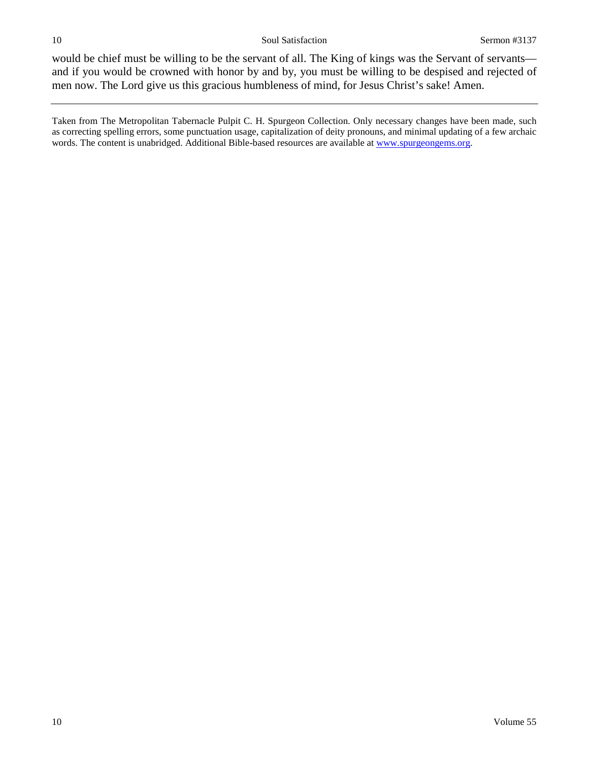would be chief must be willing to be the servant of all. The King of kings was the Servant of servants—and if you would be crowned with honor by and by, you must be willing to be despised and rejected of men now. The Lord give us this gracious humbleness of mind, for Jesus Christ's sake! Amen.

---

Taken from The Metropolitan Tabernacle Pulpit C. H. Spurgeon Collection. Only necessary changes have been made, such as correcting spelling errors, some punctuation usage, capitalization of deity pronouns, and minimal updating of a few archaic words. The content is unabridged. Additional Bible-based resources are available at [www.spurgeongems.org](http://www.spurgeongems.org).